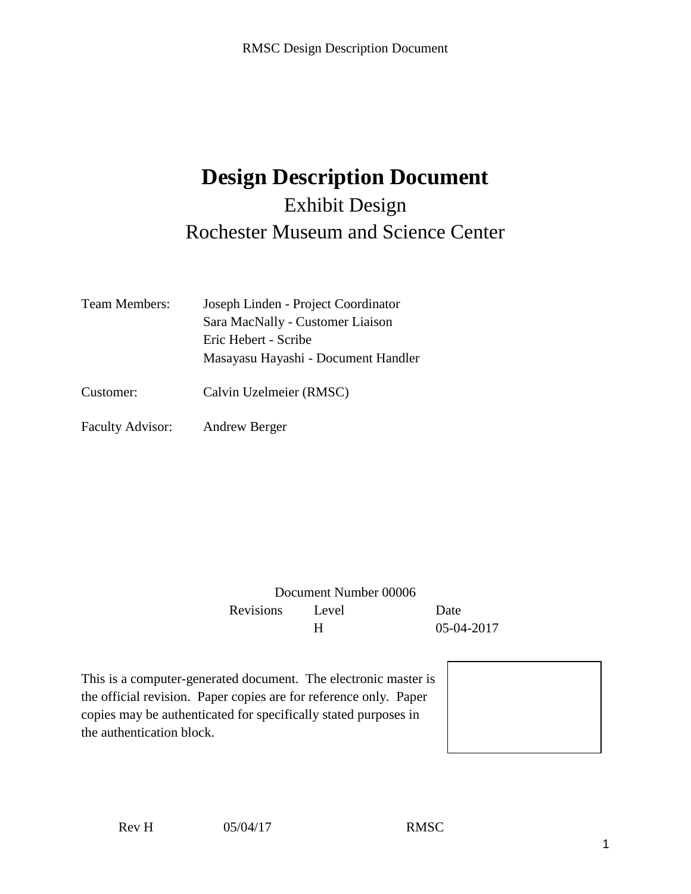# Design Description Document

Exhibit Design

Rochester Museum and Science Center

| | |
|---|---|
| Team Members: | Joseph Linden - Project Coordinator |
| | Sara MacNally - Customer Liaison |
| | Eric Hebert - Scribe |
| | Masayasu Hayashi - Document Handler |
| Customer: | Calvin Uzelmeier (RMSC) |
| Faculty Advisor: | Andrew Berger |

Document Number 00006

| Revisions | Level | Date |
|---|---|---|
| | H | 05-04-2017 |

This is a computer-generated document. The electronic master is the official revision. Paper copies are for reference only. Paper copies may be authenticated for specifically stated purposes in the authentication block.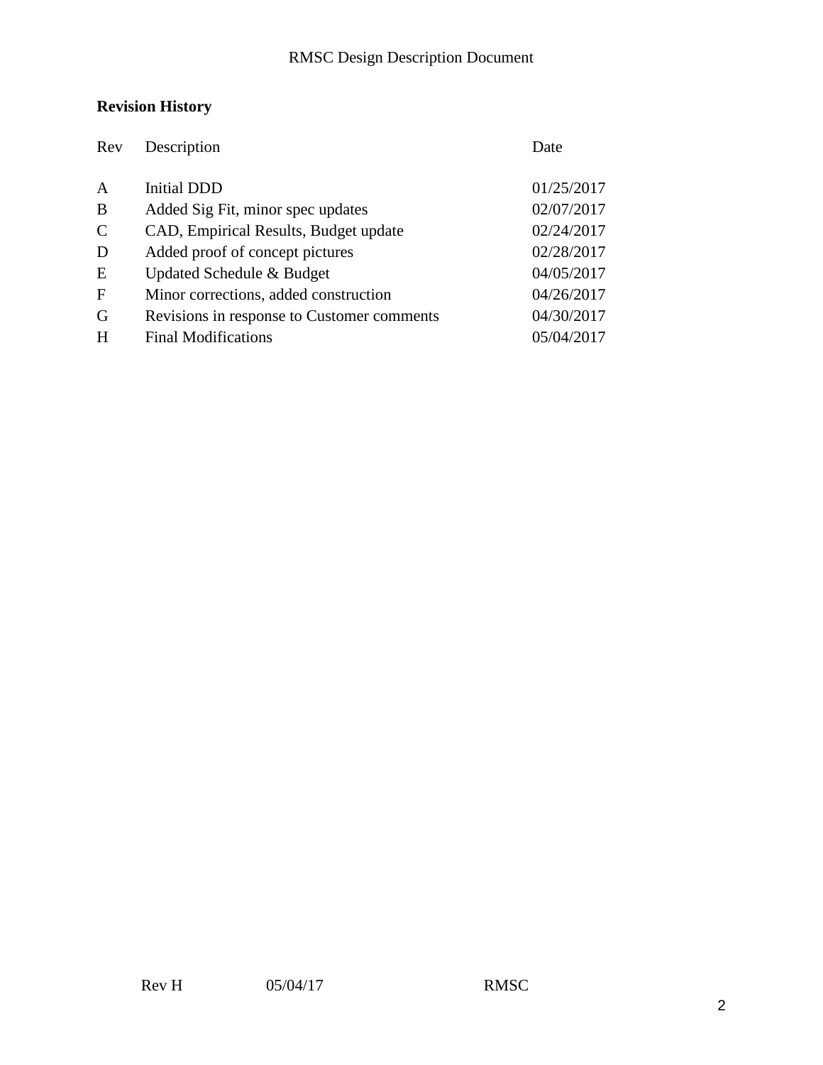**Revision History**

| Rev | Description | Date |
| --- | --- | --- |
| A | Initial DDD | 01/25/2017 |
| B | Added Sig Fit, minor spec updates | 02/07/2017 |
| C | CAD, Empirical Results, Budget update | 02/24/2017 |
| D | Added proof of concept pictures | 02/28/2017 |
| E | Updated Schedule & Budget | 04/05/2017 |
| F | Minor corrections, added construction | 04/26/2017 |
| G | Revisions in response to Customer comments | 04/30/2017 |
| H | Final Modifications | 05/04/2017 |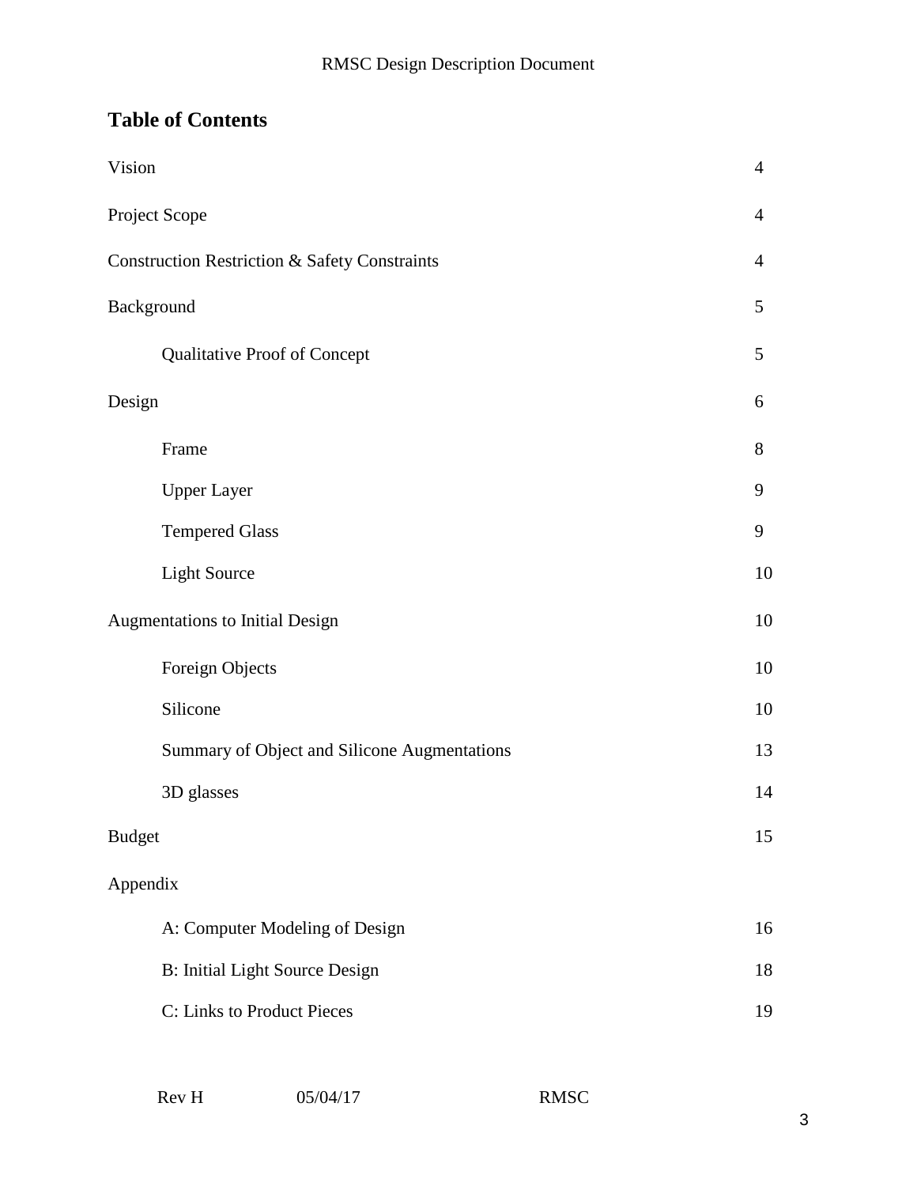## Table of Contents

| | |
|---|---|
| Vision | 4 |
| Project Scope | 4 |
| Construction Restriction & Safety Constraints | 4 |
| Background | 5 |
| &nbsp;&nbsp;&nbsp;&nbsp;Qualitative Proof of Concept | 5 |
| Design | 6 |
| &nbsp;&nbsp;&nbsp;&nbsp;Frame | 8 |
| &nbsp;&nbsp;&nbsp;&nbsp;Upper Layer | 9 |
| &nbsp;&nbsp;&nbsp;&nbsp;Tempered Glass | 9 |
| &nbsp;&nbsp;&nbsp;&nbsp;Light Source | 10 |
| Augmentations to Initial Design | 10 |
| &nbsp;&nbsp;&nbsp;&nbsp;Foreign Objects | 10 |
| &nbsp;&nbsp;&nbsp;&nbsp;Silicone | 10 |
| &nbsp;&nbsp;&nbsp;&nbsp;Summary of Object and Silicone Augmentations | 13 |
| &nbsp;&nbsp;&nbsp;&nbsp;3D glasses | 14 |
| Budget | 15 |
| Appendix | |
| &nbsp;&nbsp;&nbsp;&nbsp;A: Computer Modeling of Design | 16 |
| &nbsp;&nbsp;&nbsp;&nbsp;B: Initial Light Source Design | 18 |
| &nbsp;&nbsp;&nbsp;&nbsp;C: Links to Product Pieces | 19 |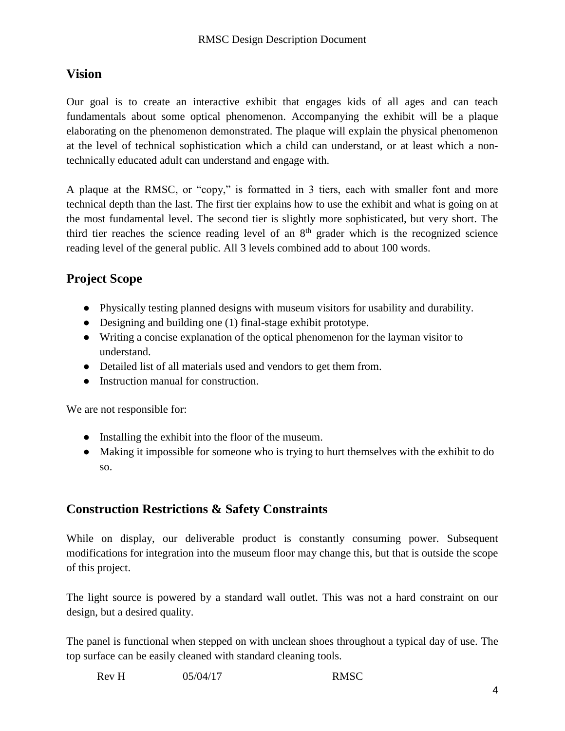## Vision

Our goal is to create an interactive exhibit that engages kids of all ages and can teach fundamentals about some optical phenomenon. Accompanying the exhibit will be a plaque elaborating on the phenomenon demonstrated. The plaque will explain the physical phenomenon at the level of technical sophistication which a child can understand, or at least which a non-technically educated adult can understand and engage with.

A plaque at the RMSC, or "copy," is formatted in 3 tiers, each with smaller font and more technical depth than the last. The first tier explains how to use the exhibit and what is going on at the most fundamental level. The second tier is slightly more sophisticated, but very short. The third tier reaches the science reading level of an 8th grader which is the recognized science reading level of the general public. All 3 levels combined add to about 100 words.

## Project Scope

- Physically testing planned designs with museum visitors for usability and durability.
- Designing and building one (1) final-stage exhibit prototype.
- Writing a concise explanation of the optical phenomenon for the layman visitor to understand.
- Detailed list of all materials used and vendors to get them from.
- Instruction manual for construction.

We are not responsible for:

- Installing the exhibit into the floor of the museum.
- Making it impossible for someone who is trying to hurt themselves with the exhibit to do so.

## Construction Restrictions & Safety Constraints

While on display, our deliverable product is constantly consuming power. Subsequent modifications for integration into the museum floor may change this, but that is outside the scope of this project.

The light source is powered by a standard wall outlet. This was not a hard constraint on our design, but a desired quality.

The panel is functional when stepped on with unclean shoes throughout a typical day of use. The top surface can be easily cleaned with standard cleaning tools.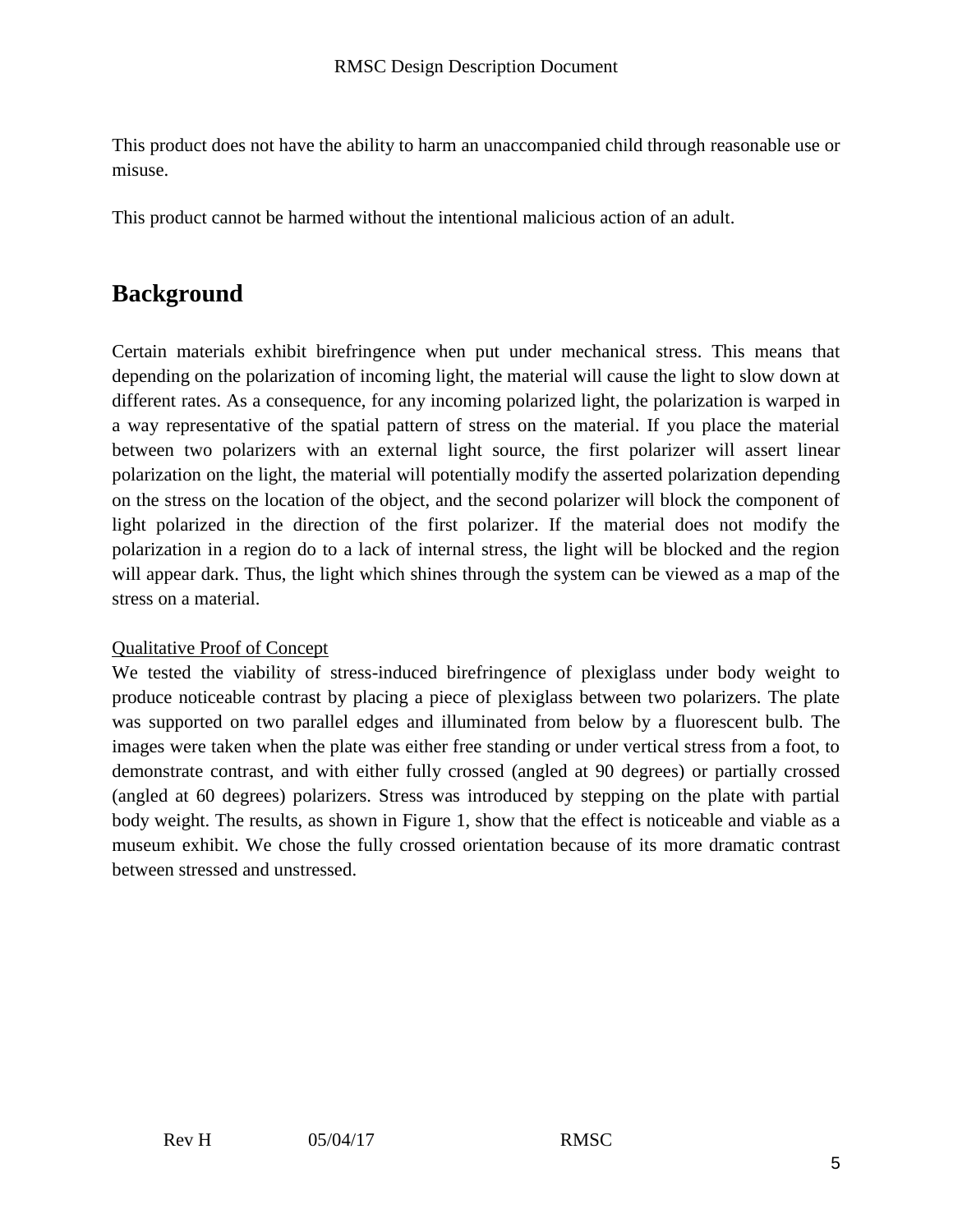This product does not have the ability to harm an unaccompanied child through reasonable use or misuse.

This product cannot be harmed without the intentional malicious action of an adult.

# Background

Certain materials exhibit birefringence when put under mechanical stress. This means that depending on the polarization of incoming light, the material will cause the light to slow down at different rates. As a consequence, for any incoming polarized light, the polarization is warped in a way representative of the spatial pattern of stress on the material. If you place the material between two polarizers with an external light source, the first polarizer will assert linear polarization on the light, the material will potentially modify the asserted polarization depending on the stress on the location of the object, and the second polarizer will block the component of light polarized in the direction of the first polarizer. If the material does not modify the polarization in a region do to a lack of internal stress, the light will be blocked and the region will appear dark. Thus, the light which shines through the system can be viewed as a map of the stress on a material.

<u>Qualitative Proof of Concept</u>

We tested the viability of stress-induced birefringence of plexiglass under body weight to produce noticeable contrast by placing a piece of plexiglass between two polarizers. The plate was supported on two parallel edges and illuminated from below by a fluorescent bulb. The images were taken when the plate was either free standing or under vertical stress from a foot, to demonstrate contrast, and with either fully crossed (angled at 90 degrees) or partially crossed (angled at 60 degrees) polarizers. Stress was introduced by stepping on the plate with partial body weight. The results, as shown in Figure 1, show that the effect is noticeable and viable as a museum exhibit. We chose the fully crossed orientation because of its more dramatic contrast between stressed and unstressed.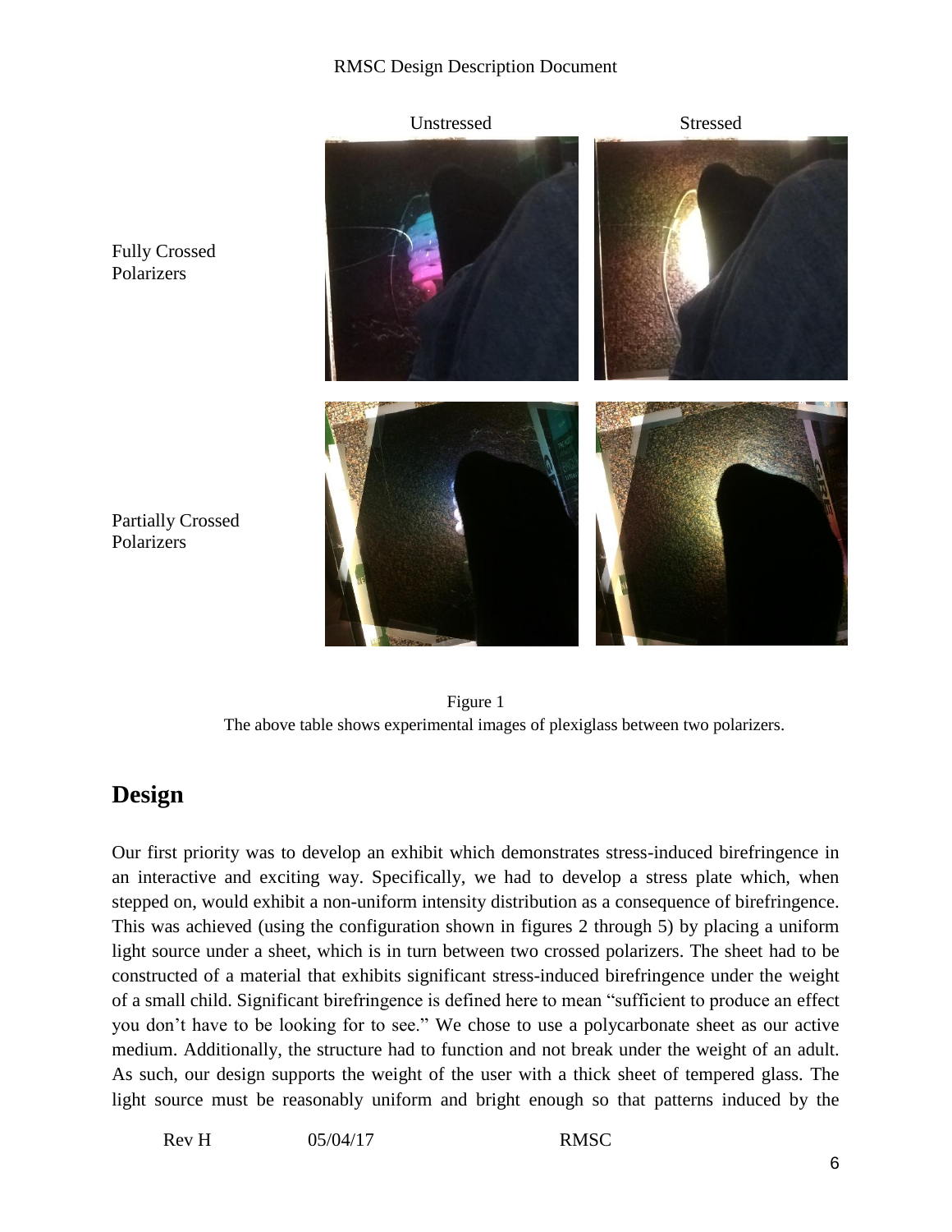| | Unstressed | Stressed |
| --- | --- | --- |
| Fully Crossed Polarizers | | |
| Partially Crossed Polarizers | | |

Figure 1
The above table shows experimental images of plexiglass between two polarizers.

## Design

Our first priority was to develop an exhibit which demonstrates stress-induced birefringence in an interactive and exciting way. Specifically, we had to develop a stress plate which, when stepped on, would exhibit a non-uniform intensity distribution as a consequence of birefringence. This was achieved (using the configuration shown in figures 2 through 5) by placing a uniform light source under a sheet, which is in turn between two crossed polarizers. The sheet had to be constructed of a material that exhibits significant stress-induced birefringence under the weight of a small child. Significant birefringence is defined here to mean "sufficient to produce an effect you don't have to be looking for to see." We chose to use a polycarbonate sheet as our active medium. Additionally, the structure had to function and not break under the weight of an adult. As such, our design supports the weight of the user with a thick sheet of tempered glass. The light source must be reasonably uniform and bright enough so that patterns induced by the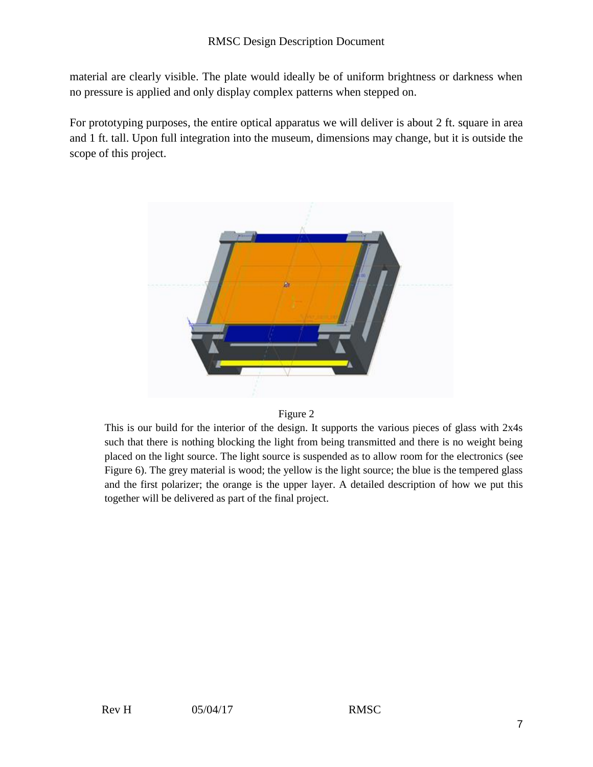material are clearly visible. The plate would ideally be of uniform brightness or darkness when no pressure is applied and only display complex patterns when stepped on.

For prototyping purposes, the entire optical apparatus we will deliver is about 2 ft. square in area and 1 ft. tall. Upon full integration into the museum, dimensions may change, but it is outside the scope of this project.

Figure 2

This is our build for the interior of the design. It supports the various pieces of glass with 2x4s such that there is nothing blocking the light from being transmitted and there is no weight being placed on the light source. The light source is suspended as to allow room for the electronics (see Figure 6). The grey material is wood; the yellow is the light source; the blue is the tempered glass and the first polarizer; the orange is the upper layer. A detailed description of how we put this together will be delivered as part of the final project.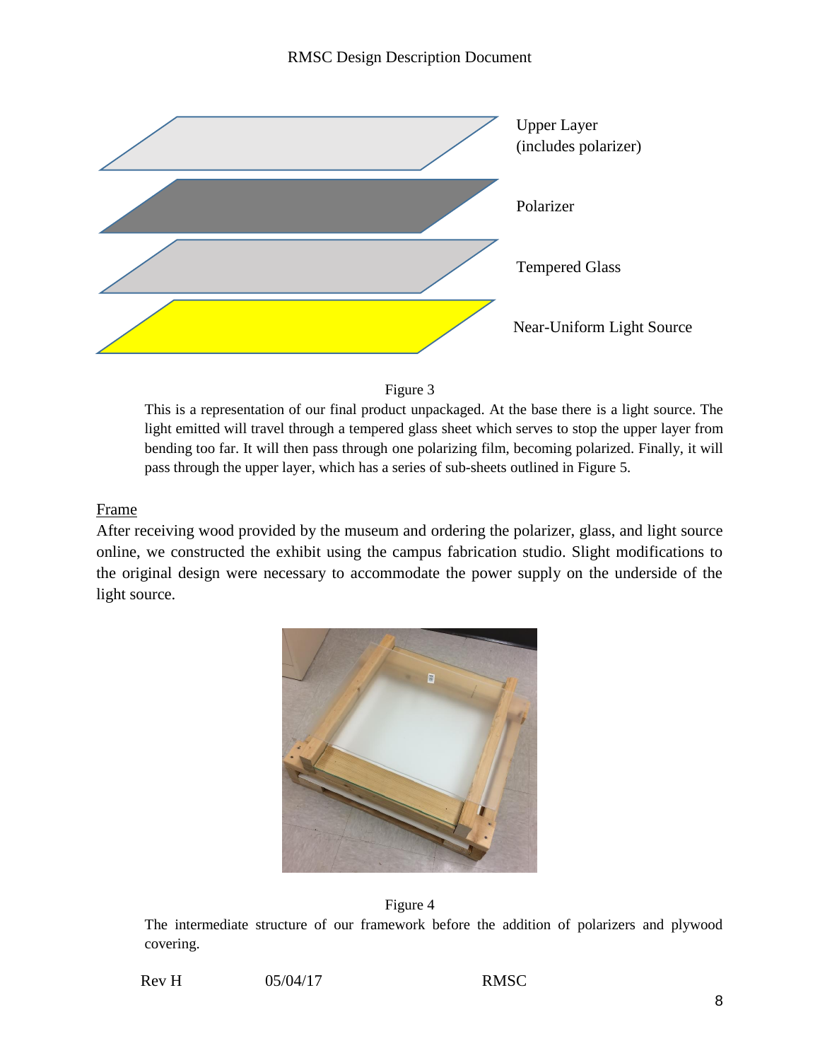Upper Layer
(includes polarizer)

Polarizer

Tempered Glass

Near-Uniform Light Source

Figure 3

This is a representation of our final product unpackaged. At the base there is a light source. The light emitted will travel through a tempered glass sheet which serves to stop the upper layer from bending too far. It will then pass through one polarizing film, becoming polarized. Finally, it will pass through the upper layer, which has a series of sub-sheets outlined in Figure 5.

## Frame

After receiving wood provided by the museum and ordering the polarizer, glass, and light source online, we constructed the exhibit using the campus fabrication studio. Slight modifications to the original design were necessary to accommodate the power supply on the underside of the light source.

Figure 4

The intermediate structure of our framework before the addition of polarizers and plywood covering.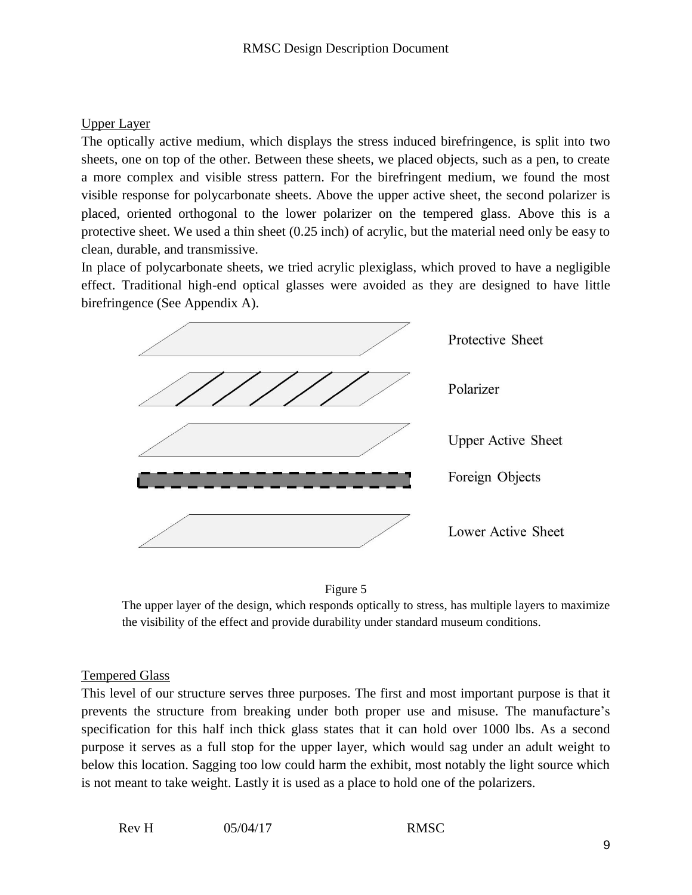Upper Layer

The optically active medium, which displays the stress induced birefringence, is split into two sheets, one on top of the other. Between these sheets, we placed objects, such as a pen, to create a more complex and visible stress pattern. For the birefringent medium, we found the most visible response for polycarbonate sheets. Above the upper active sheet, the second polarizer is placed, oriented orthogonal to the lower polarizer on the tempered glass. Above this is a protective sheet. We used a thin sheet (0.25 inch) of acrylic, but the material need only be easy to clean, durable, and transmissive.

In place of polycarbonate sheets, we tried acrylic plexiglass, which proved to have a negligible effect. Traditional high-end optical glasses were avoided as they are designed to have little birefringence (See Appendix A).

Protective Sheet

Polarizer

Upper Active Sheet

Foreign Objects

Lower Active Sheet

Figure 5

The upper layer of the design, which responds optically to stress, has multiple layers to maximize the visibility of the effect and provide durability under standard museum conditions.

Tempered Glass

This level of our structure serves three purposes. The first and most important purpose is that it prevents the structure from breaking under both proper use and misuse. The manufacture's specification for this half inch thick glass states that it can hold over 1000 lbs. As a second purpose it serves as a full stop for the upper layer, which would sag under an adult weight to below this location. Sagging too low could harm the exhibit, most notably the light source which is not meant to take weight. Lastly it is used as a place to hold one of the polarizers.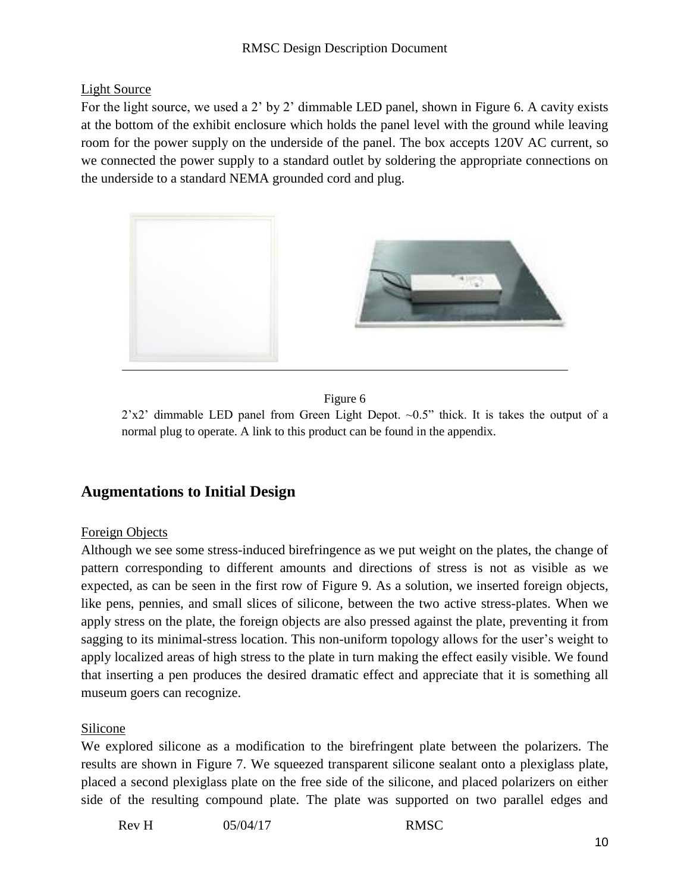Light Source

For the light source, we used a 2' by 2' dimmable LED panel, shown in Figure 6. A cavity exists at the bottom of the exhibit enclosure which holds the panel level with the ground while leaving room for the power supply on the underside of the panel. The box accepts 120V AC current, so we connected the power supply to a standard outlet by soldering the appropriate connections on the underside to a standard NEMA grounded cord and plug.

Figure 6

2'x2' dimmable LED panel from Green Light Depot. ~0.5" thick. It is takes the output of a normal plug to operate. A link to this product can be found in the appendix.

## Augmentations to Initial Design

Foreign Objects

Although we see some stress-induced birefringence as we put weight on the plates, the change of pattern corresponding to different amounts and directions of stress is not as visible as we expected, as can be seen in the first row of Figure 9. As a solution, we inserted foreign objects, like pens, pennies, and small slices of silicone, between the two active stress-plates. When we apply stress on the plate, the foreign objects are also pressed against the plate, preventing it from sagging to its minimal-stress location. This non-uniform topology allows for the user's weight to apply localized areas of high stress to the plate in turn making the effect easily visible. We found that inserting a pen produces the desired dramatic effect and appreciate that it is something all museum goers can recognize.

Silicone

We explored silicone as a modification to the birefringent plate between the polarizers. The results are shown in Figure 7. We squeezed transparent silicone sealant onto a plexiglass plate, placed a second plexiglass plate on the free side of the silicone, and placed polarizers on either side of the resulting compound plate. The plate was supported on two parallel edges and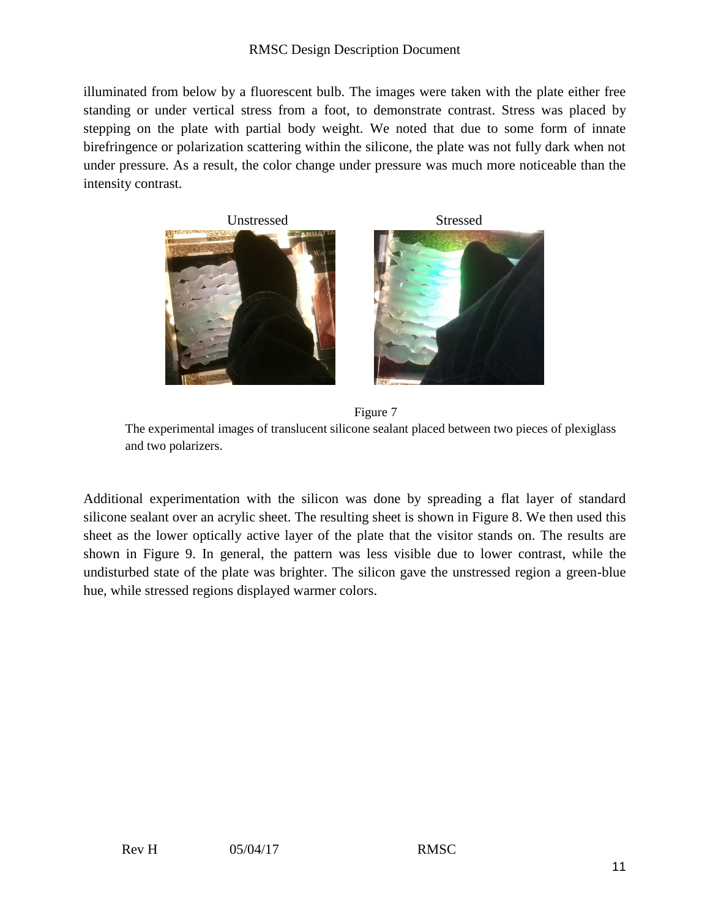illuminated from below by a fluorescent bulb. The images were taken with the plate either free standing or under vertical stress from a foot, to demonstrate contrast. Stress was placed by stepping on the plate with partial body weight. We noted that due to some form of innate birefringence or polarization scattering within the silicone, the plate was not fully dark when not under pressure. As a result, the color change under pressure was much more noticeable than the intensity contrast.

Unstressed Stressed

Figure 7

The experimental images of translucent silicone sealant placed between two pieces of plexiglass and two polarizers.

Additional experimentation with the silicon was done by spreading a flat layer of standard silicone sealant over an acrylic sheet. The resulting sheet is shown in Figure 8. We then used this sheet as the lower optically active layer of the plate that the visitor stands on. The results are shown in Figure 9. In general, the pattern was less visible due to lower contrast, while the undisturbed state of the plate was brighter. The silicon gave the unstressed region a green-blue hue, while stressed regions displayed warmer colors.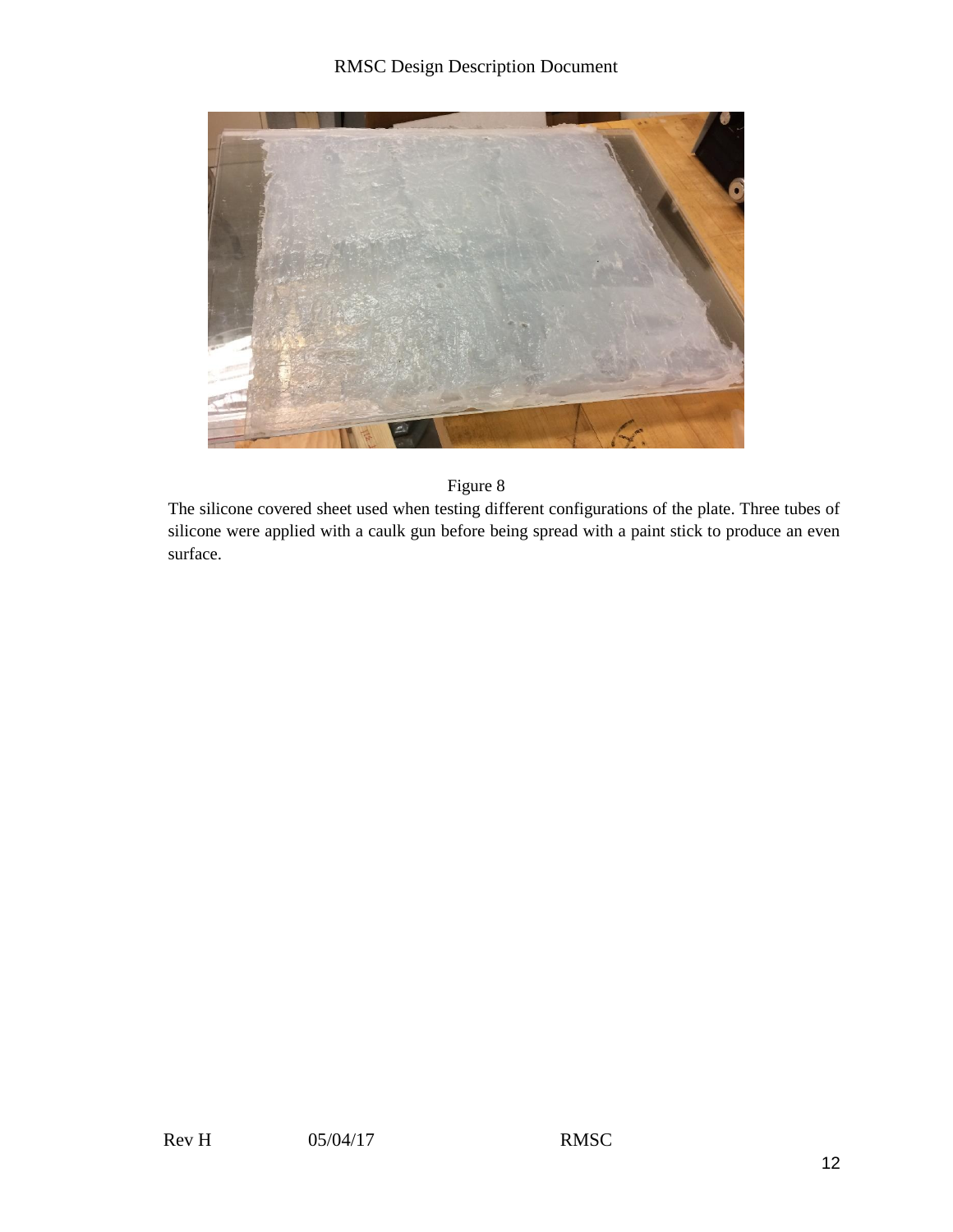Figure 8

The silicone covered sheet used when testing different configurations of the plate. Three tubes of silicone were applied with a caulk gun before being spread with a paint stick to produce an even surface.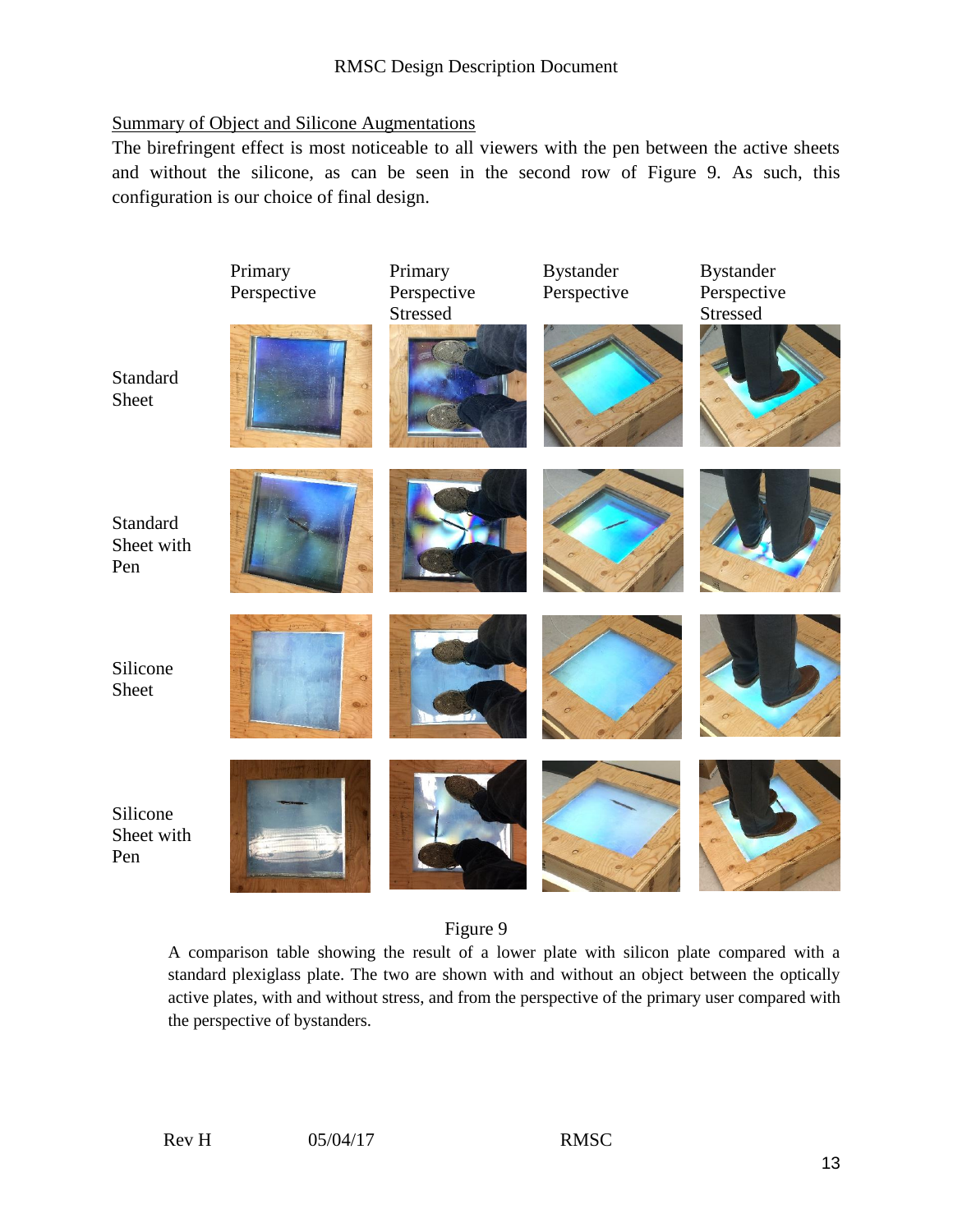Summary of Object and Silicone Augmentations

The birefringent effect is most noticeable to all viewers with the pen between the active sheets and without the silicone, as can be seen in the second row of Figure 9. As such, this configuration is our choice of final design.

| | Primary Perspective | Primary Perspective Stressed | Bystander Perspective | Bystander Perspective Stressed |
|---|---|---|---|---|
| Standard Sheet | | | | |
| Standard Sheet with Pen | | | | |
| Silicone Sheet | | | | |
| Silicone Sheet with Pen | | | | |

Figure 9

A comparison table showing the result of a lower plate with silicon plate compared with a standard plexiglass plate. The two are shown with and without an object between the optically active plates, with and without stress, and from the perspective of the primary user compared with the perspective of bystanders.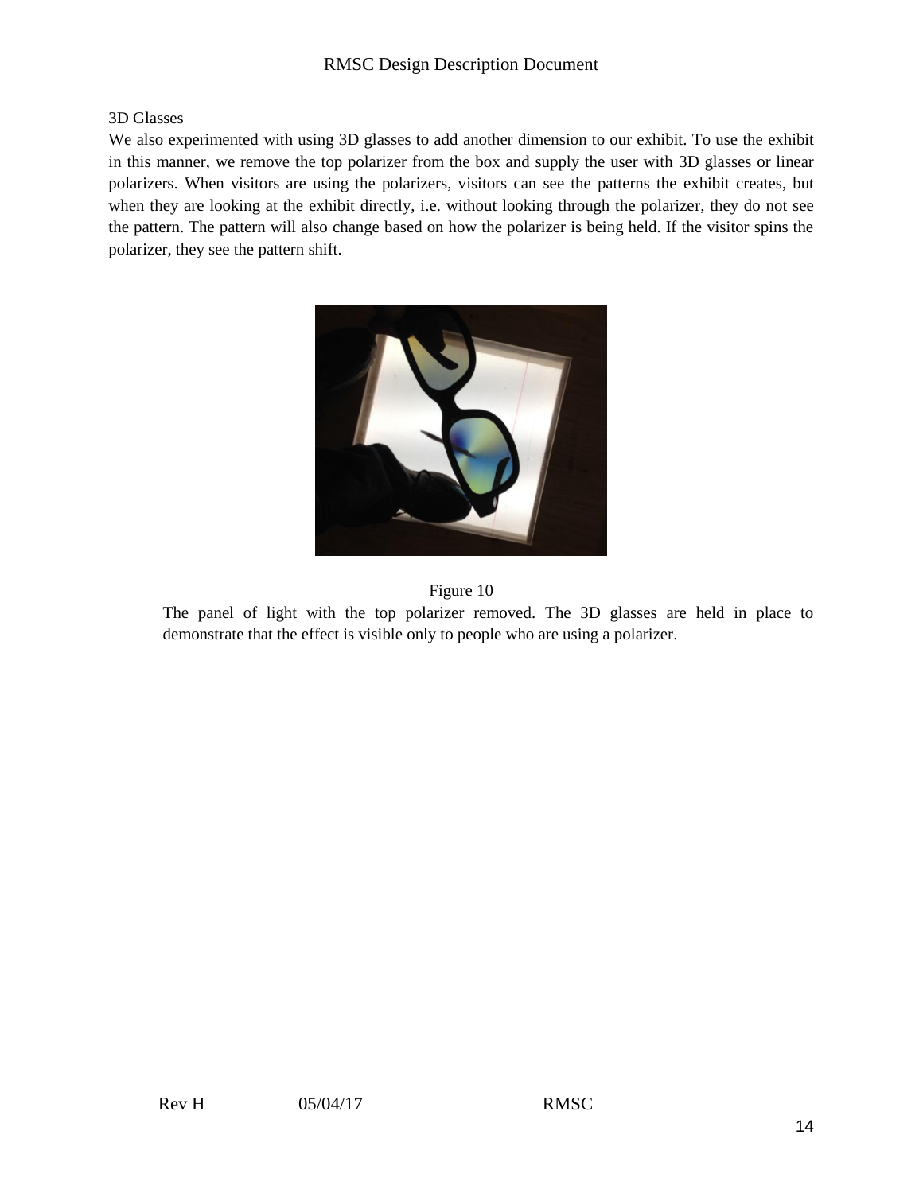## 3D Glasses

We also experimented with using 3D glasses to add another dimension to our exhibit. To use the exhibit in this manner, we remove the top polarizer from the box and supply the user with 3D glasses or linear polarizers. When visitors are using the polarizers, visitors can see the patterns the exhibit creates, but when they are looking at the exhibit directly, i.e. without looking through the polarizer, they do not see the pattern. The pattern will also change based on how the polarizer is being held. If the visitor spins the polarizer, they see the pattern shift.

Figure 10

The panel of light with the top polarizer removed. The 3D glasses are held in place to demonstrate that the effect is visible only to people who are using a polarizer.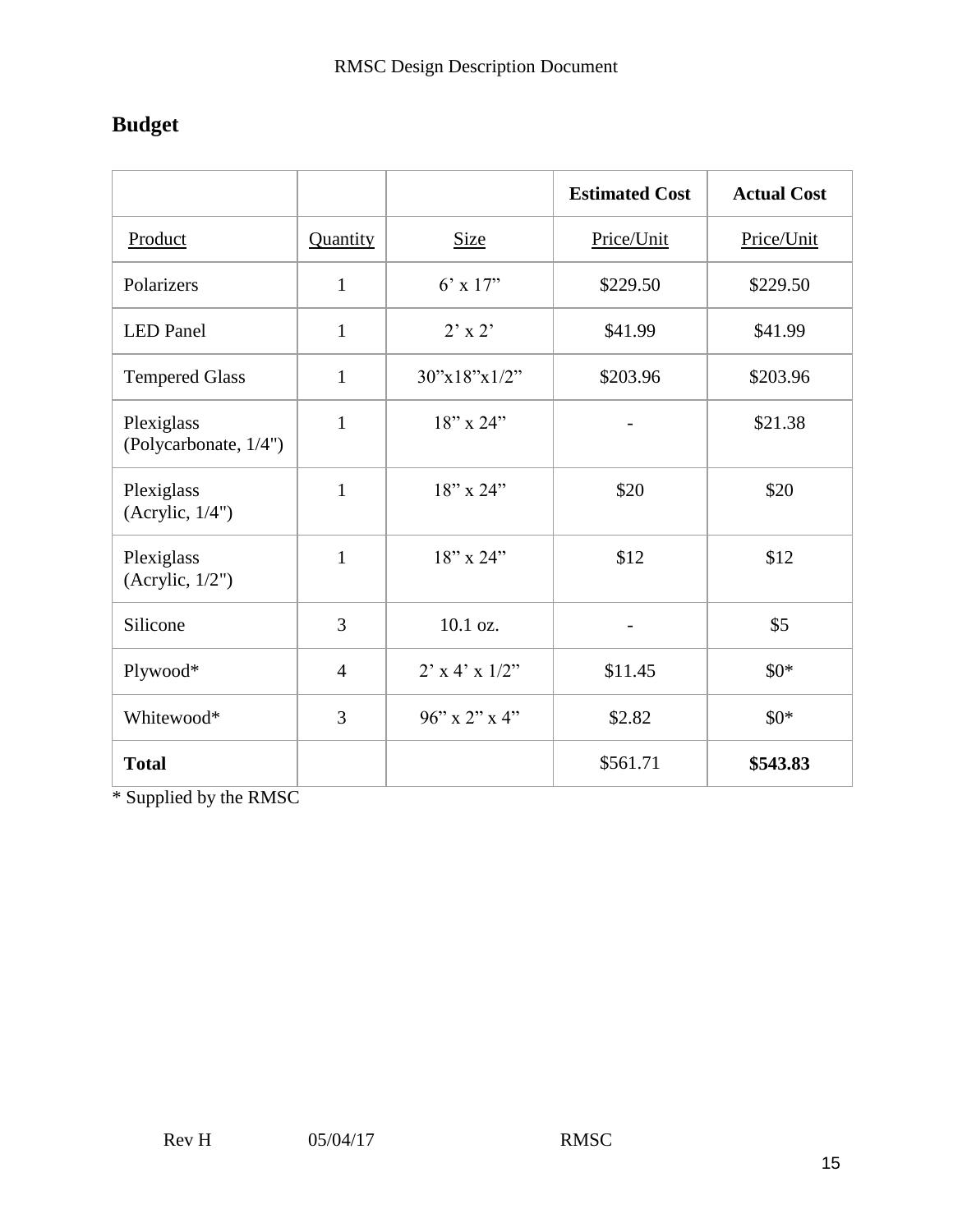## Budget

| | | | Estimated Cost | Actual Cost |
|---|---|---|---|---|
| Product | Quantity | Size | Price/Unit | Price/Unit |
| Polarizers | 1 | 6’ x 17” | $229.50 | $229.50 |
| LED Panel | 1 | 2’ x 2’ | $41.99 | $41.99 |
| Tempered Glass | 1 | 30”x18”x1/2” | $203.96 | $203.96 |
| Plexiglass (Polycarbonate, 1/4") | 1 | 18” x 24” | - | $21.38 |
| Plexiglass (Acrylic, 1/4") | 1 | 18” x 24” | $20 | $20 |
| Plexiglass (Acrylic, 1/2") | 1 | 18” x 24” | $12 | $12 |
| Silicone | 3 | 10.1 oz. | - | $5 |
| Plywood* | 4 | 2’ x 4’ x 1/2” | $11.45 | $0* |
| Whitewood* | 3 | 96” x 2” x 4” | $2.82 | $0* |
| **Total** | | | $561.71 | **$543.83** |

* Supplied by the RMSC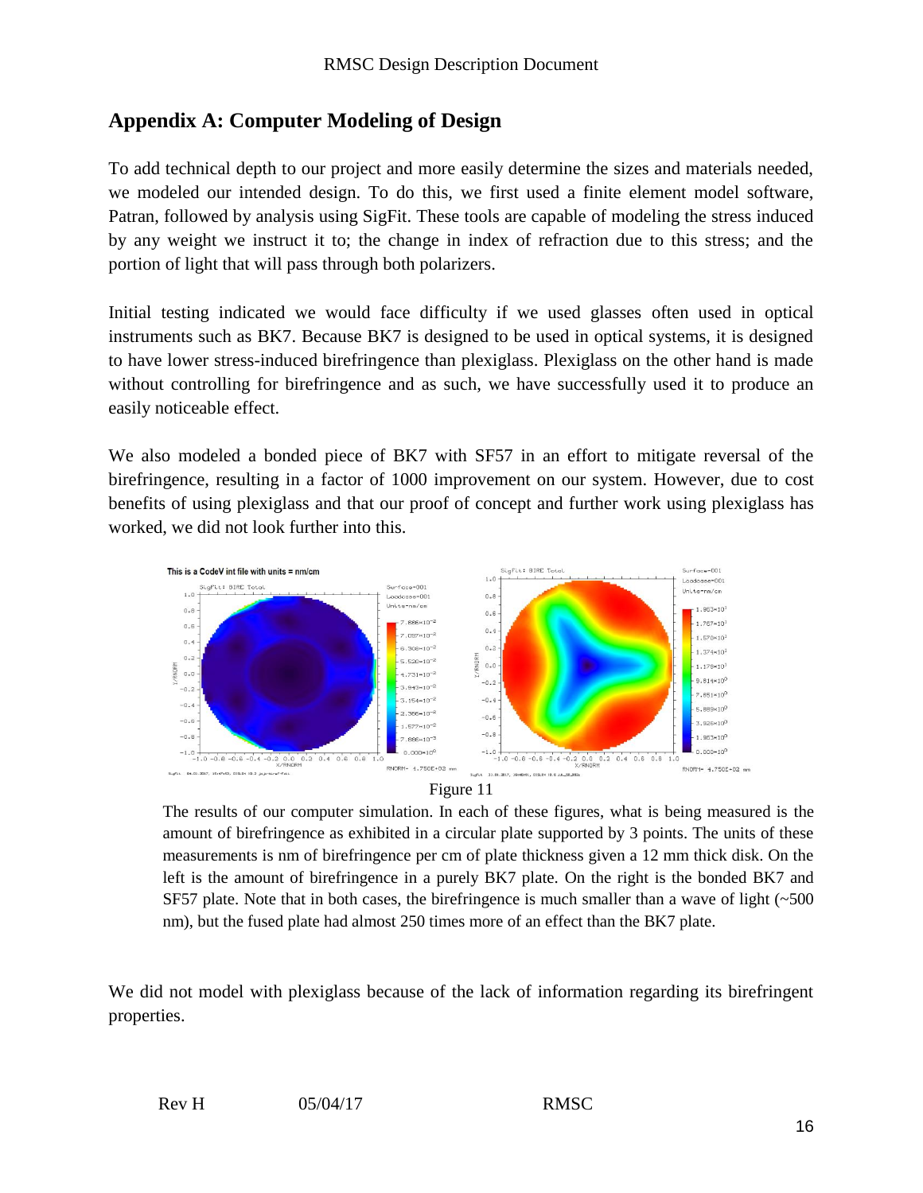## Appendix A: Computer Modeling of Design

To add technical depth to our project and more easily determine the sizes and materials needed, we modeled our intended design. To do this, we first used a finite element model software, Patran, followed by analysis using SigFit. These tools are capable of modeling the stress induced by any weight we instruct it to; the change in index of refraction due to this stress; and the portion of light that will pass through both polarizers.

Initial testing indicated we would face difficulty if we used glasses often used in optical instruments such as BK7. Because BK7 is designed to be used in optical systems, it is designed to have lower stress-induced birefringence than plexiglass. Plexiglass on the other hand is made without controlling for birefringence and as such, we have successfully used it to produce an easily noticeable effect.

We also modeled a bonded piece of BK7 with SF57 in an effort to mitigate reversal of the birefringence, resulting in a factor of 1000 improvement on our system. However, due to cost benefits of using plexiglass and that our proof of concept and further work using plexiglass has worked, we did not look further into this.

Figure 11

The results of our computer simulation. In each of these figures, what is being measured is the amount of birefringence as exhibited in a circular plate supported by 3 points. The units of these measurements is nm of birefringence per cm of plate thickness given a 12 mm thick disk. On the left is the amount of birefringence in a purely BK7 plate. On the right is the bonded BK7 and SF57 plate. Note that in both cases, the birefringence is much smaller than a wave of light (~500 nm), but the fused plate had almost 250 times more of an effect than the BK7 plate.

We did not model with plexiglass because of the lack of information regarding its birefringent properties.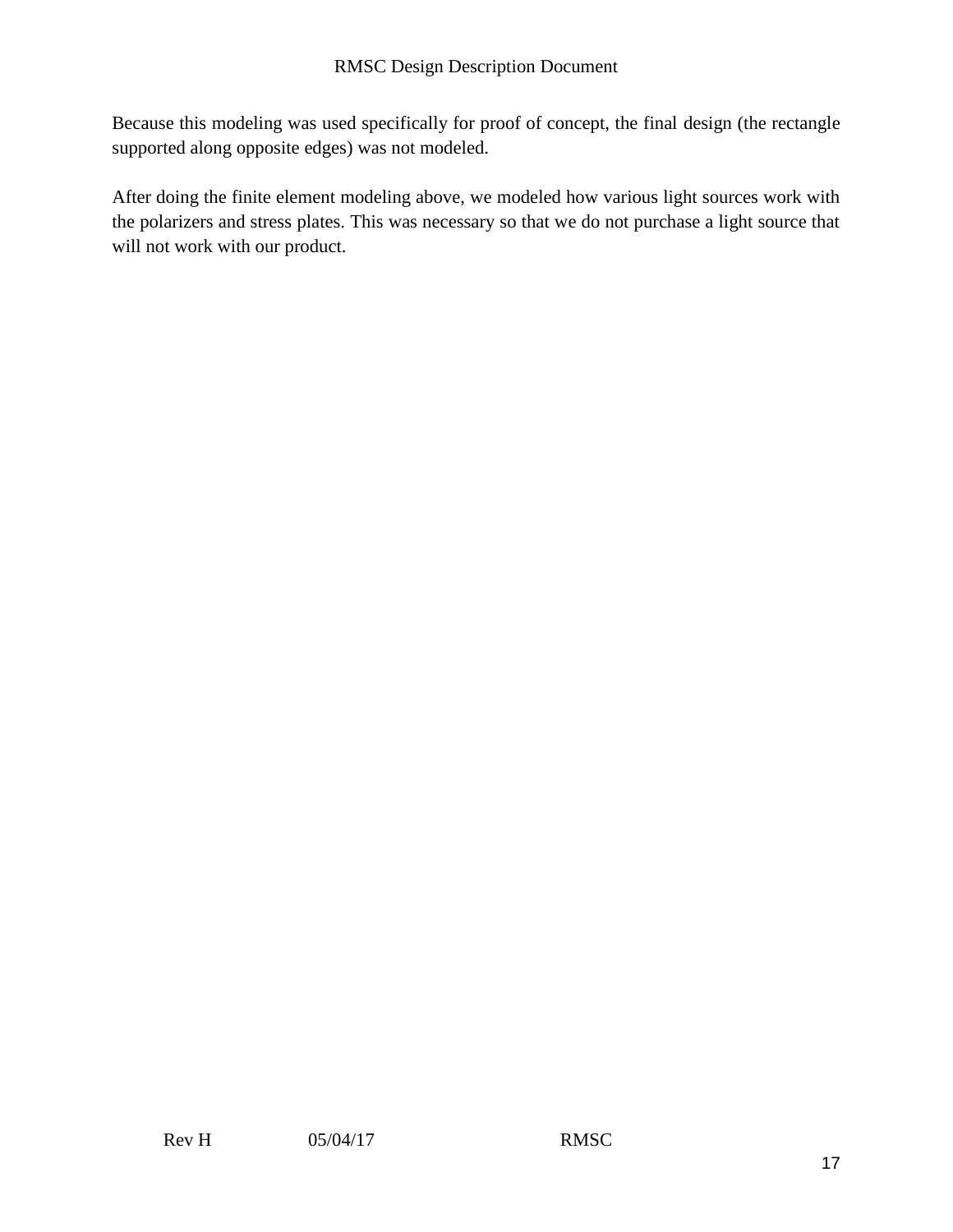Because this modeling was used specifically for proof of concept, the final design (the rectangle supported along opposite edges) was not modeled.

After doing the finite element modeling above, we modeled how various light sources work with the polarizers and stress plates. This was necessary so that we do not purchase a light source that will not work with our product.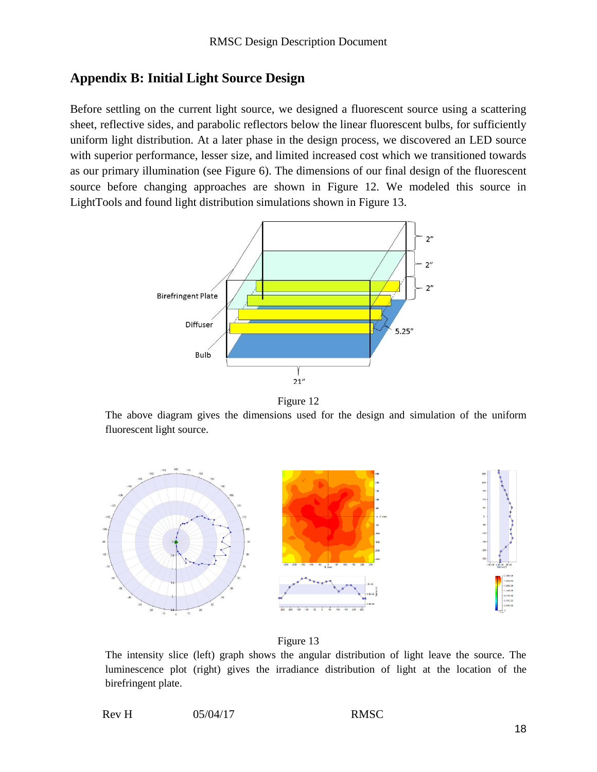## Appendix B: Initial Light Source Design

Before settling on the current light source, we designed a fluorescent source using a scattering sheet, reflective sides, and parabolic reflectors below the linear fluorescent bulbs, for sufficiently uniform light distribution. At a later phase in the design process, we discovered an LED source with superior performance, lesser size, and limited increased cost which we transitioned towards as our primary illumination (see Figure 6). The dimensions of our final design of the fluorescent source before changing approaches are shown in Figure 12. We modeled this source in LightTools and found light distribution simulations shown in Figure 13.

Figure 12

The above diagram gives the dimensions used for the design and simulation of the uniform fluorescent light source.

Figure 13

The intensity slice (left) graph shows the angular distribution of light leave the source. The luminescence plot (right) gives the irradiance distribution of light at the location of the birefringent plate.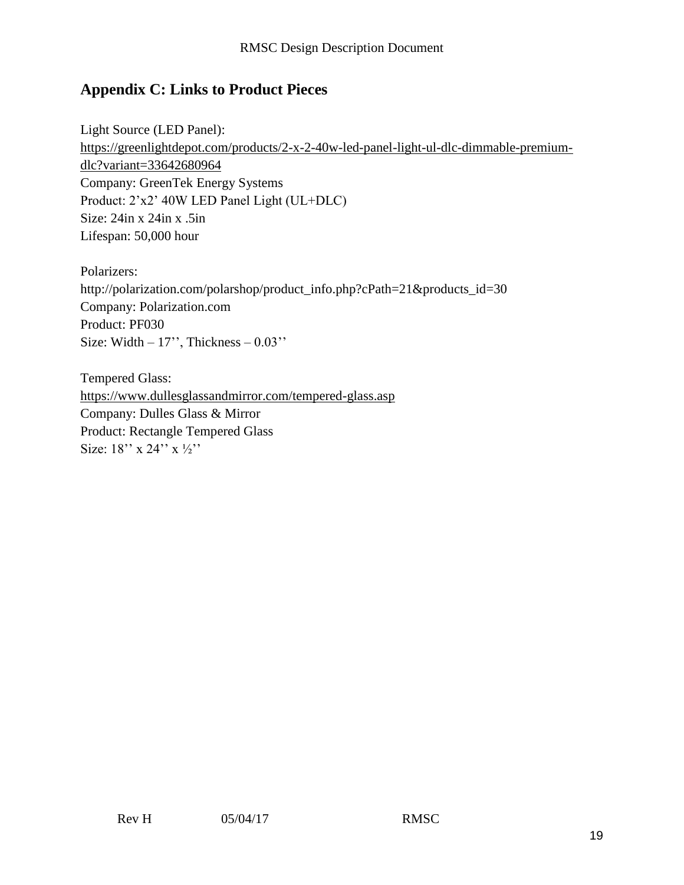## Appendix C: Links to Product Pieces

Light Source (LED Panel):
https://greenlightdepot.com/products/2-x-2-40w-led-panel-light-ul-dlc-dimmable-premium-dlc?variant=33642680964
Company: GreenTek Energy Systems
Product: 2’x2’ 40W LED Panel Light (UL+DLC)
Size: 24in x 24in x .5in
Lifespan: 50,000 hour

Polarizers:
http://polarization.com/polarshop/product_info.php?cPath=21&products_id=30
Company: Polarization.com
Product: PF030
Size: Width – 17’’, Thickness – 0.03’’

Tempered Glass:
https://www.dullesglassandmirror.com/tempered-glass.asp
Company: Dulles Glass & Mirror
Product: Rectangle Tempered Glass
Size: 18’’ x 24’’ x ½’’